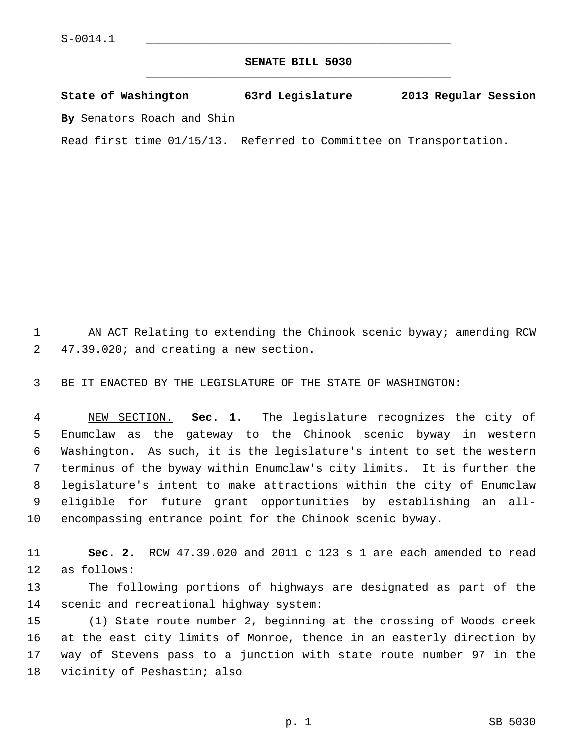S-0014.1

**SENATE BILL 5030**

**State of Washington 63rd Legislature 2013 Regular Session**

**By** Senators Roach and Shin

Read first time 01/15/13. Referred to Committee on Transportation.

AN ACT Relating to extending the Chinook scenic byway; amending RCW 47.39.020; and creating a new section.

BE IT ENACTED BY THE LEGISLATURE OF THE STATE OF WASHINGTON:

NEW SECTION. **Sec. 1.** The legislature recognizes the city of Enumclaw as the gateway to the Chinook scenic byway in western Washington. As such, it is the legislature's intent to set the western terminus of the byway within Enumclaw's city limits. It is further the legislature's intent to make attractions within the city of Enumclaw eligible for future grant opportunities by establishing an all-encompassing entrance point for the Chinook scenic byway.

**Sec. 2.** RCW 47.39.020 and 2011 c 123 s 1 are each amended to read as follows:

The following portions of highways are designated as part of the scenic and recreational highway system:

(1) State route number 2, beginning at the crossing of Woods creek at the east city limits of Monroe, thence in an easterly direction by way of Stevens pass to a junction with state route number 97 in the vicinity of Peshastin; also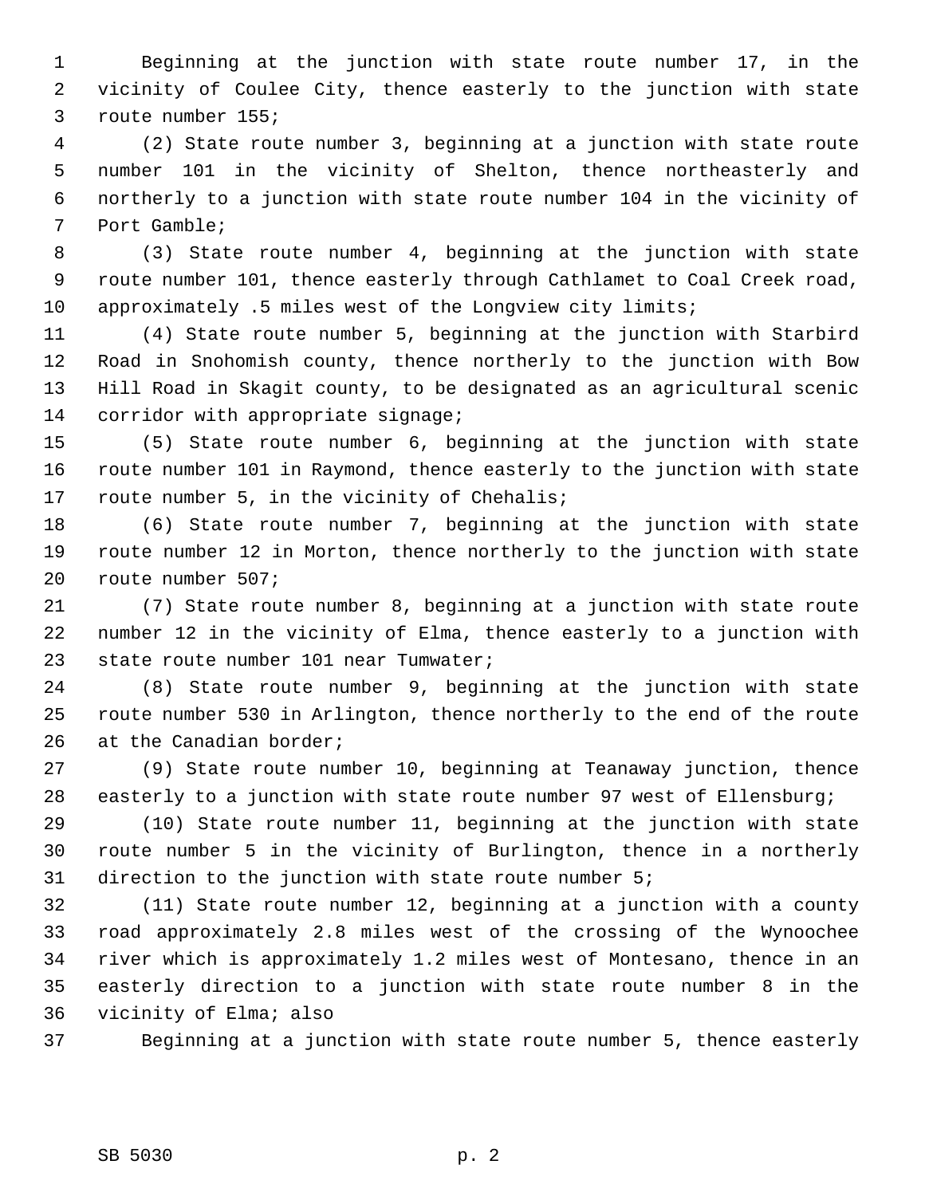Beginning at the junction with state route number 17, in the vicinity of Coulee City, thence easterly to the junction with state route number 155;

(2) State route number 3, beginning at a junction with state route number 101 in the vicinity of Shelton, thence northeasterly and northerly to a junction with state route number 104 in the vicinity of Port Gamble;

(3) State route number 4, beginning at the junction with state route number 101, thence easterly through Cathlamet to Coal Creek road, approximately .5 miles west of the Longview city limits;

(4) State route number 5, beginning at the junction with Starbird Road in Snohomish county, thence northerly to the junction with Bow Hill Road in Skagit county, to be designated as an agricultural scenic corridor with appropriate signage;

(5) State route number 6, beginning at the junction with state route number 101 in Raymond, thence easterly to the junction with state route number 5, in the vicinity of Chehalis;

(6) State route number 7, beginning at the junction with state route number 12 in Morton, thence northerly to the junction with state route number 507;

(7) State route number 8, beginning at a junction with state route number 12 in the vicinity of Elma, thence easterly to a junction with state route number 101 near Tumwater;

(8) State route number 9, beginning at the junction with state route number 530 in Arlington, thence northerly to the end of the route at the Canadian border;

(9) State route number 10, beginning at Teanaway junction, thence easterly to a junction with state route number 97 west of Ellensburg;

(10) State route number 11, beginning at the junction with state route number 5 in the vicinity of Burlington, thence in a northerly direction to the junction with state route number 5;

(11) State route number 12, beginning at a junction with a county road approximately 2.8 miles west of the crossing of the Wynoochee river which is approximately 1.2 miles west of Montesano, thence in an easterly direction to a junction with state route number 8 in the vicinity of Elma; also

Beginning at a junction with state route number 5, thence easterly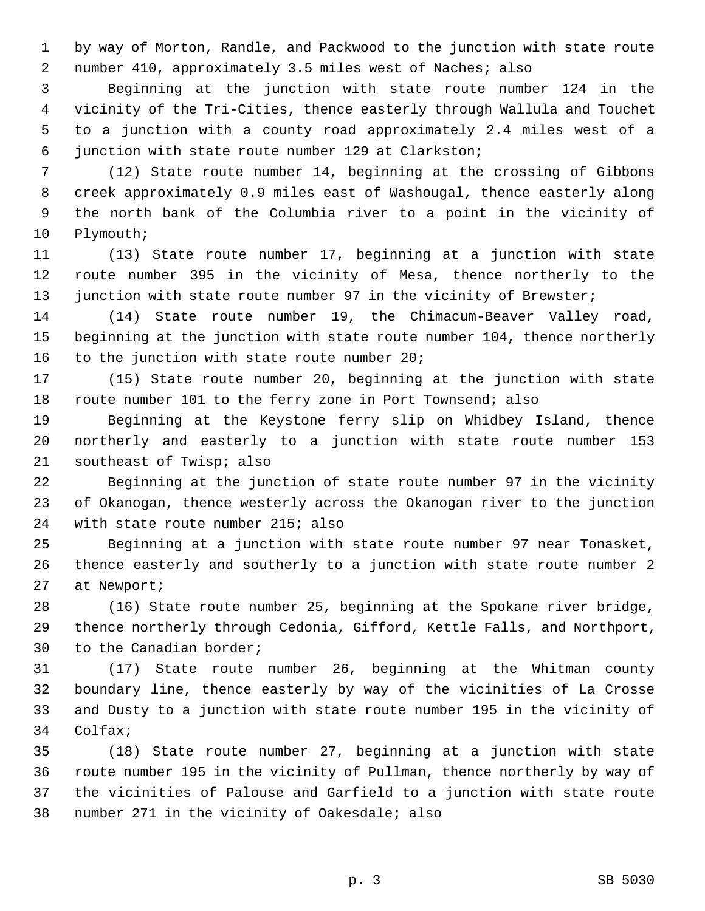by way of Morton, Randle, and Packwood to the junction with state route number 410, approximately 3.5 miles west of Naches; also

Beginning at the junction with state route number 124 in the vicinity of the Tri-Cities, thence easterly through Wallula and Touchet to a junction with a county road approximately 2.4 miles west of a junction with state route number 129 at Clarkston;

(12) State route number 14, beginning at the crossing of Gibbons creek approximately 0.9 miles east of Washougal, thence easterly along the north bank of the Columbia river to a point in the vicinity of Plymouth;

(13) State route number 17, beginning at a junction with state route number 395 in the vicinity of Mesa, thence northerly to the junction with state route number 97 in the vicinity of Brewster;

(14) State route number 19, the Chimacum-Beaver Valley road, beginning at the junction with state route number 104, thence northerly to the junction with state route number 20;

(15) State route number 20, beginning at the junction with state route number 101 to the ferry zone in Port Townsend; also

Beginning at the Keystone ferry slip on Whidbey Island, thence northerly and easterly to a junction with state route number 153 southeast of Twisp; also

Beginning at the junction of state route number 97 in the vicinity of Okanogan, thence westerly across the Okanogan river to the junction with state route number 215; also

Beginning at a junction with state route number 97 near Tonasket, thence easterly and southerly to a junction with state route number 2 at Newport;

(16) State route number 25, beginning at the Spokane river bridge, thence northerly through Cedonia, Gifford, Kettle Falls, and Northport, to the Canadian border;

(17) State route number 26, beginning at the Whitman county boundary line, thence easterly by way of the vicinities of La Crosse and Dusty to a junction with state route number 195 in the vicinity of Colfax;

(18) State route number 27, beginning at a junction with state route number 195 in the vicinity of Pullman, thence northerly by way of the vicinities of Palouse and Garfield to a junction with state route number 271 in the vicinity of Oakesdale; also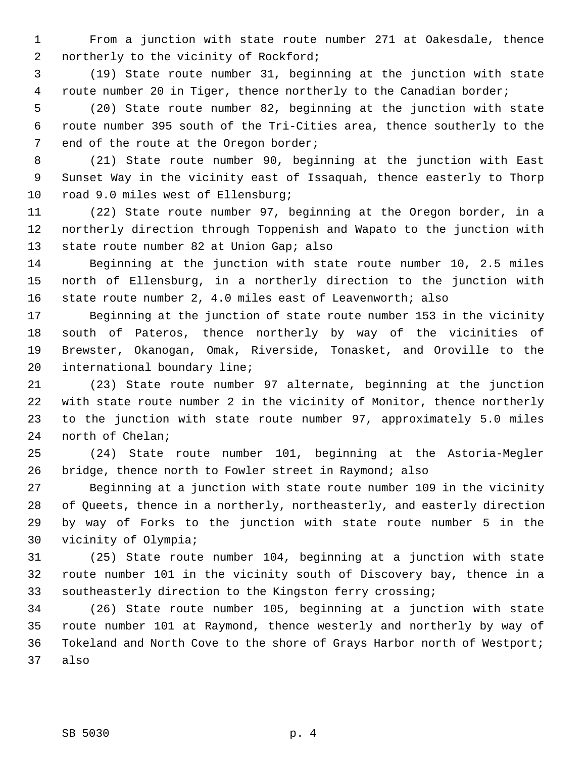From a junction with state route number 271 at Oakesdale, thence northerly to the vicinity of Rockford;

(19) State route number 31, beginning at the junction with state route number 20 in Tiger, thence northerly to the Canadian border;

(20) State route number 82, beginning at the junction with state route number 395 south of the Tri-Cities area, thence southerly to the end of the route at the Oregon border;

(21) State route number 90, beginning at the junction with East Sunset Way in the vicinity east of Issaquah, thence easterly to Thorp road 9.0 miles west of Ellensburg;

(22) State route number 97, beginning at the Oregon border, in a northerly direction through Toppenish and Wapato to the junction with state route number 82 at Union Gap; also

Beginning at the junction with state route number 10, 2.5 miles north of Ellensburg, in a northerly direction to the junction with state route number 2, 4.0 miles east of Leavenworth; also

Beginning at the junction of state route number 153 in the vicinity south of Pateros, thence northerly by way of the vicinities of Brewster, Okanogan, Omak, Riverside, Tonasket, and Oroville to the international boundary line;

(23) State route number 97 alternate, beginning at the junction with state route number 2 in the vicinity of Monitor, thence northerly to the junction with state route number 97, approximately 5.0 miles north of Chelan;

(24) State route number 101, beginning at the Astoria-Megler bridge, thence north to Fowler street in Raymond; also

Beginning at a junction with state route number 109 in the vicinity of Queets, thence in a northerly, northeasterly, and easterly direction by way of Forks to the junction with state route number 5 in the vicinity of Olympia;

(25) State route number 104, beginning at a junction with state route number 101 in the vicinity south of Discovery bay, thence in a southeasterly direction to the Kingston ferry crossing;

(26) State route number 105, beginning at a junction with state route number 101 at Raymond, thence westerly and northerly by way of Tokeland and North Cove to the shore of Grays Harbor north of Westport; also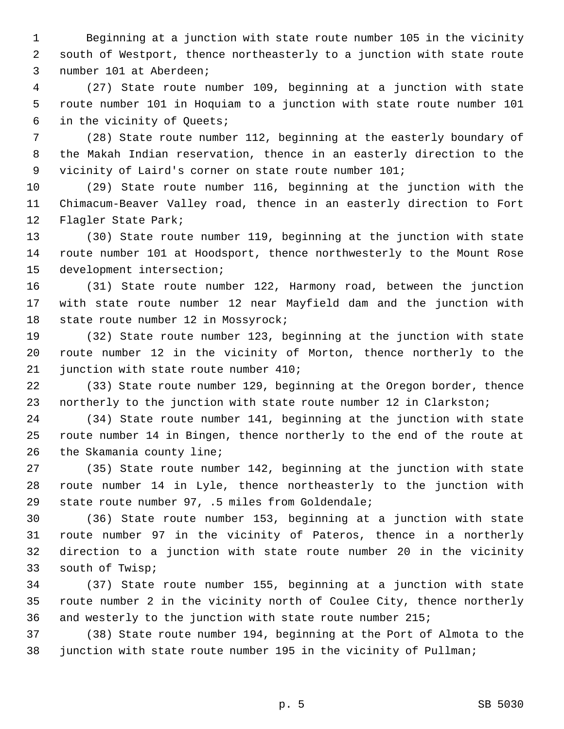Beginning at a junction with state route number 105 in the vicinity south of Westport, thence northeasterly to a junction with state route number 101 at Aberdeen;

(27) State route number 109, beginning at a junction with state route number 101 in Hoquiam to a junction with state route number 101 in the vicinity of Queets;

(28) State route number 112, beginning at the easterly boundary of the Makah Indian reservation, thence in an easterly direction to the vicinity of Laird's corner on state route number 101;

(29) State route number 116, beginning at the junction with the Chimacum-Beaver Valley road, thence in an easterly direction to Fort Flagler State Park;

(30) State route number 119, beginning at the junction with state route number 101 at Hoodsport, thence northwesterly to the Mount Rose development intersection;

(31) State route number 122, Harmony road, between the junction with state route number 12 near Mayfield dam and the junction with state route number 12 in Mossyrock;

(32) State route number 123, beginning at the junction with state route number 12 in the vicinity of Morton, thence northerly to the junction with state route number 410;

(33) State route number 129, beginning at the Oregon border, thence northerly to the junction with state route number 12 in Clarkston;

(34) State route number 141, beginning at the junction with state route number 14 in Bingen, thence northerly to the end of the route at the Skamania county line;

(35) State route number 142, beginning at the junction with state route number 14 in Lyle, thence northeasterly to the junction with state route number 97, .5 miles from Goldendale;

(36) State route number 153, beginning at a junction with state route number 97 in the vicinity of Pateros, thence in a northerly direction to a junction with state route number 20 in the vicinity south of Twisp;

(37) State route number 155, beginning at a junction with state route number 2 in the vicinity north of Coulee City, thence northerly and westerly to the junction with state route number 215;

(38) State route number 194, beginning at the Port of Almota to the junction with state route number 195 in the vicinity of Pullman;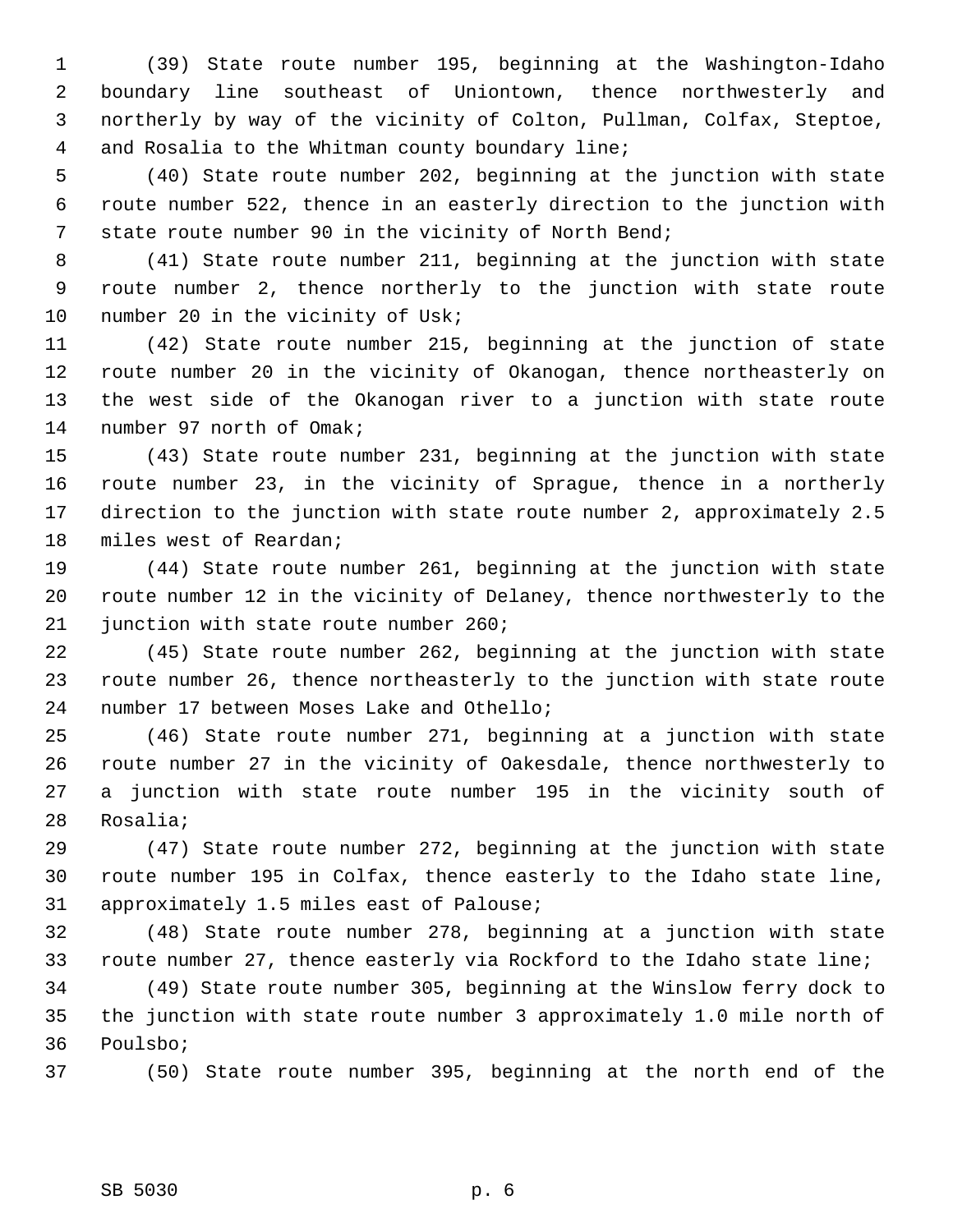(39) State route number 195, beginning at the Washington-Idaho boundary line southeast of Uniontown, thence northwesterly and northerly by way of the vicinity of Colton, Pullman, Colfax, Steptoe, and Rosalia to the Whitman county boundary line;

(40) State route number 202, beginning at the junction with state route number 522, thence in an easterly direction to the junction with state route number 90 in the vicinity of North Bend;

(41) State route number 211, beginning at the junction with state route number 2, thence northerly to the junction with state route number 20 in the vicinity of Usk;

(42) State route number 215, beginning at the junction of state route number 20 in the vicinity of Okanogan, thence northeasterly on the west side of the Okanogan river to a junction with state route number 97 north of Omak;

(43) State route number 231, beginning at the junction with state route number 23, in the vicinity of Sprague, thence in a northerly direction to the junction with state route number 2, approximately 2.5 miles west of Reardan;

(44) State route number 261, beginning at the junction with state route number 12 in the vicinity of Delaney, thence northwesterly to the junction with state route number 260;

(45) State route number 262, beginning at the junction with state route number 26, thence northeasterly to the junction with state route number 17 between Moses Lake and Othello;

(46) State route number 271, beginning at a junction with state route number 27 in the vicinity of Oakesdale, thence northwesterly to a junction with state route number 195 in the vicinity south of Rosalia;

(47) State route number 272, beginning at the junction with state route number 195 in Colfax, thence easterly to the Idaho state line, approximately 1.5 miles east of Palouse;

(48) State route number 278, beginning at a junction with state route number 27, thence easterly via Rockford to the Idaho state line;

(49) State route number 305, beginning at the Winslow ferry dock to the junction with state route number 3 approximately 1.0 mile north of Poulsbo;

(50) State route number 395, beginning at the north end of the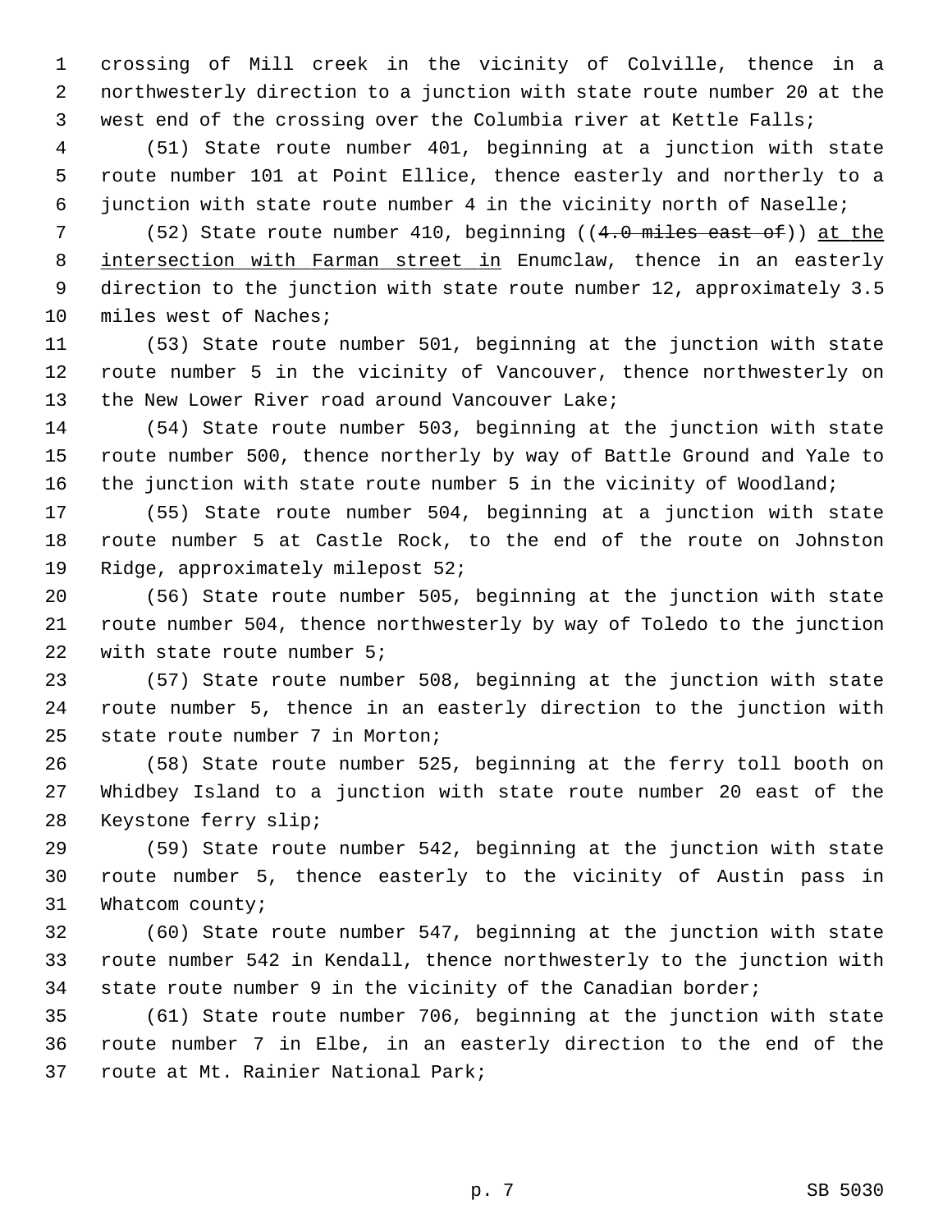crossing of Mill creek in the vicinity of Colville, thence in a northwesterly direction to a junction with state route number 20 at the west end of the crossing over the Columbia river at Kettle Falls;

(51) State route number 401, beginning at a junction with state route number 101 at Point Ellice, thence easterly and northerly to a junction with state route number 4 in the vicinity north of Naselle;

(52) State route number 410, beginning ((~~4.0 miles east of~~)) <u>at the intersection with Farman street in</u> Enumclaw, thence in an easterly direction to the junction with state route number 12, approximately 3.5 miles west of Naches;

(53) State route number 501, beginning at the junction with state route number 5 in the vicinity of Vancouver, thence northwesterly on the New Lower River road around Vancouver Lake;

(54) State route number 503, beginning at the junction with state route number 500, thence northerly by way of Battle Ground and Yale to the junction with state route number 5 in the vicinity of Woodland;

(55) State route number 504, beginning at a junction with state route number 5 at Castle Rock, to the end of the route on Johnston Ridge, approximately milepost 52;

(56) State route number 505, beginning at the junction with state route number 504, thence northwesterly by way of Toledo to the junction with state route number 5;

(57) State route number 508, beginning at the junction with state route number 5, thence in an easterly direction to the junction with state route number 7 in Morton;

(58) State route number 525, beginning at the ferry toll booth on Whidbey Island to a junction with state route number 20 east of the Keystone ferry slip;

(59) State route number 542, beginning at the junction with state route number 5, thence easterly to the vicinity of Austin pass in Whatcom county;

(60) State route number 547, beginning at the junction with state route number 542 in Kendall, thence northwesterly to the junction with state route number 9 in the vicinity of the Canadian border;

(61) State route number 706, beginning at the junction with state route number 7 in Elbe, in an easterly direction to the end of the route at Mt. Rainier National Park;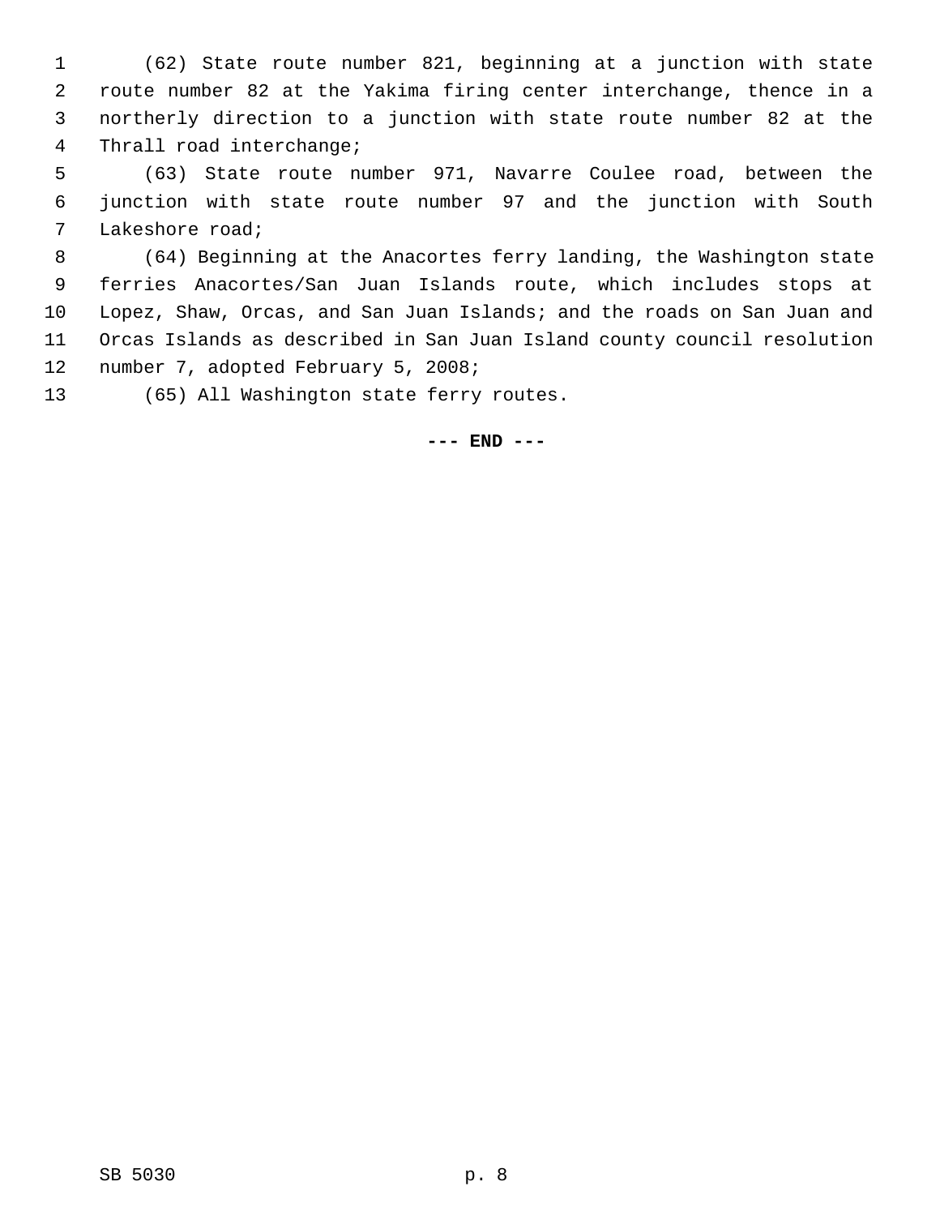(62) State route number 821, beginning at a junction with state route number 82 at the Yakima firing center interchange, thence in a northerly direction to a junction with state route number 82 at the Thrall road interchange;

(63) State route number 971, Navarre Coulee road, between the junction with state route number 97 and the junction with South Lakeshore road;

(64) Beginning at the Anacortes ferry landing, the Washington state ferries Anacortes/San Juan Islands route, which includes stops at Lopez, Shaw, Orcas, and San Juan Islands; and the roads on San Juan and Orcas Islands as described in San Juan Island county council resolution number 7, adopted February 5, 2008;

(65) All Washington state ferry routes.

**--- END ---**